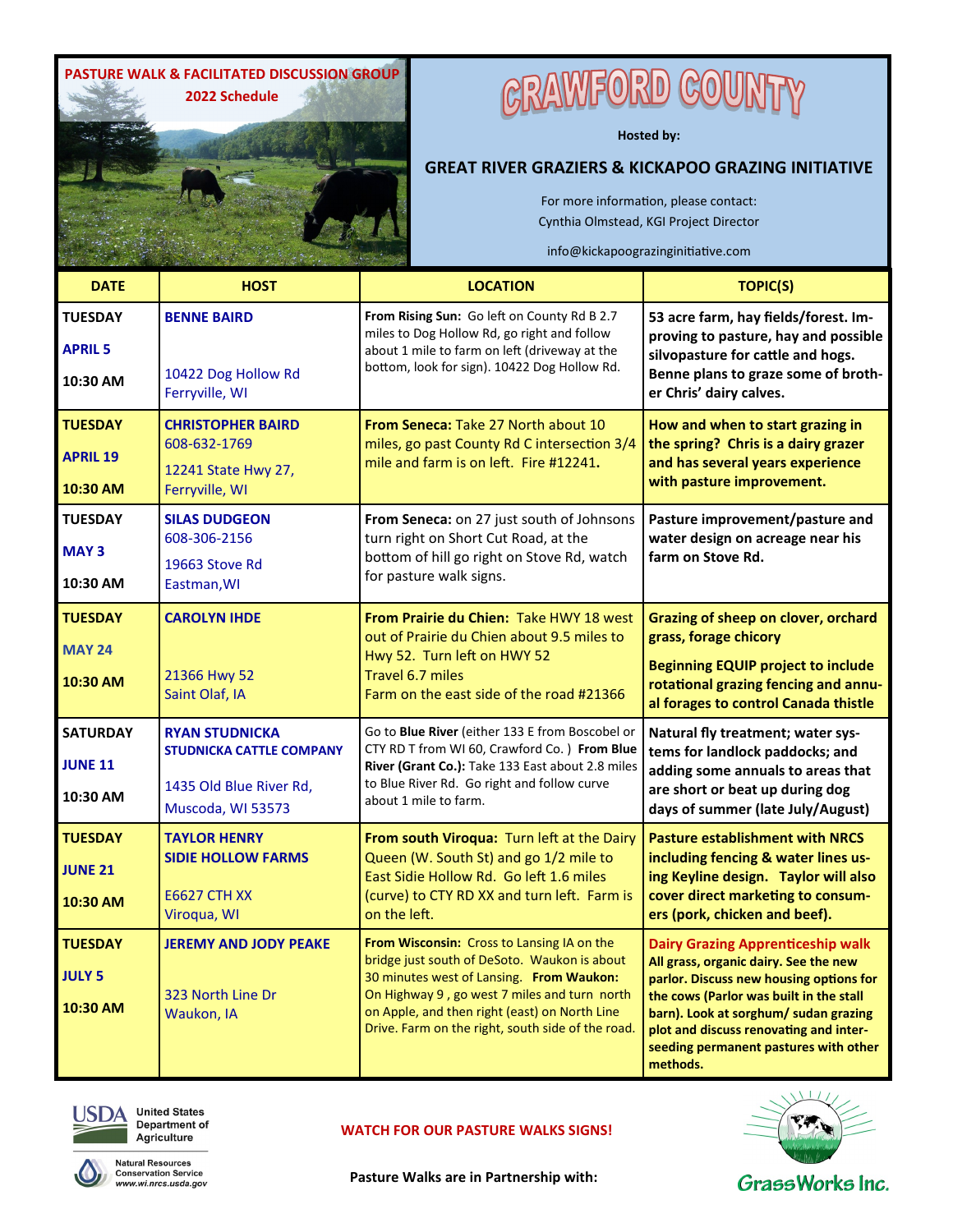**PASTURE WALK & FACILITATED DISCUSSION GROUP**
**2022 Schedule**

# CRAWFORD COUNTY

**Hosted by:**

## GREAT RIVER GRAZIERS & KICKAPOO GRAZING INITIATIVE

For more information, please contact:
Cynthia Olmstead, KGI Project Director

info@kickapoograzinginitiative.com

| DATE | HOST | LOCATION | TOPIC(S) |
|---|---|---|---|
| **TUESDAY** **APRIL 5** **10:30 AM** | **BENNE BAIRD** 10422 Dog Hollow Rd Ferryville, WI | **From Rising Sun:** Go left on County Rd B 2.7 miles to Dog Hollow Rd, go right and follow about 1 mile to farm on left (driveway at the bottom, look for sign). 10422 Dog Hollow Rd. | **53 acre farm, hay fields/forest. Improving to pasture, hay and possible silvopasture for cattle and hogs. Benne plans to graze some of brother Chris' dairy calves.** |
| **TUESDAY** **APRIL 19** **10:30 AM** | **CHRISTOPHER BAIRD** 608-632-1769 12241 State Hwy 27, Ferryville, WI | **From Seneca:** Take 27 North about 10 miles, go past County Rd C intersection 3/4 mile and farm is on left. Fire #12241**.** | **How and when to start grazing in the spring? Chris is a dairy grazer and has several years experience with pasture improvement.** |
| **TUESDAY** **MAY 3** **10:30 AM** | **SILAS DUDGEON** 608-306-2156 19663 Stove Rd Eastman,WI | **From Seneca:** on 27 just south of Johnsons turn right on Short Cut Road, at the bottom of hill go right on Stove Rd, watch for pasture walk signs. | **Pasture improvement/pasture and water design on acreage near his farm on Stove Rd.** |
| **TUESDAY** **MAY 24** **10:30 AM** | **CAROLYN IHDE** 21366 Hwy 52 Saint Olaf, IA | **From Prairie du Chien:** Take HWY 18 west out of Prairie du Chien about 9.5 miles to Hwy 52. Turn left on HWY 52 Travel 6.7 miles Farm on the east side of the road #21366 | **Grazing of sheep on clover, orchard grass, forage chicory** **Beginning EQUIP project to include rotational grazing fencing and annual forages to control Canada thistle** |
| **SATURDAY** **JUNE 11** **10:30 AM** | **RYAN STUDNICKA** **STUDNICKA CATTLE COMPANY** 1435 Old Blue River Rd, Muscoda, WI 53573 | Go to **Blue River** (either 133 E from Boscobel or CTY RD T from WI 60, Crawford Co. ) **From Blue River (Grant Co.):** Take 133 East about 2.8 miles to Blue River Rd. Go right and follow curve about 1 mile to farm. | **Natural fly treatment; water systems for landlock paddocks; and adding some annuals to areas that are short or beat up during dog days of summer (late July/August)** |
| **TUESDAY** **JUNE 21** **10:30 AM** | **TAYLOR HENRY** **SIDIE HOLLOW FARMS** E6627 CTH XX Viroqua, WI | **From south Viroqua:** Turn left at the Dairy Queen (W. South St) and go 1/2 mile to East Sidie Hollow Rd. Go left 1.6 miles (curve) to CTY RD XX and turn left. Farm is on the left. | **Pasture establishment with NRCS including fencing & water lines using Keyline design. Taylor will also cover direct marketing to consumers (pork, chicken and beef).** |
| **TUESDAY** **JULY 5** **10:30 AM** | **JEREMY AND JODY PEAKE** 323 North Line Dr Waukon, IA | **From Wisconsin:** Cross to Lansing IA on the bridge just south of DeSoto. Waukon is about 30 minutes west of Lansing. **From Waukon:** On Highway 9 , go west 7 miles and turn north on Apple, and then right (east) on North Line Drive. Farm on the right, south side of the road. | **Dairy Grazing Apprenticeship walk** **All grass, organic dairy. See the new parlor. Discuss new housing options for the cows (Parlor was built in the stall barn). Look at sorghum/ sudan grazing plot and discuss renovating and interseeding permanent pastures with other methods.** |

United States Department of Agriculture
Natural Resources Conservation Service
www.wi.nrcs.usda.gov

**WATCH FOR OUR PASTURE WALKS SIGNS!**

**Pasture Walks are in Partnership with:**

GrassWorks Inc.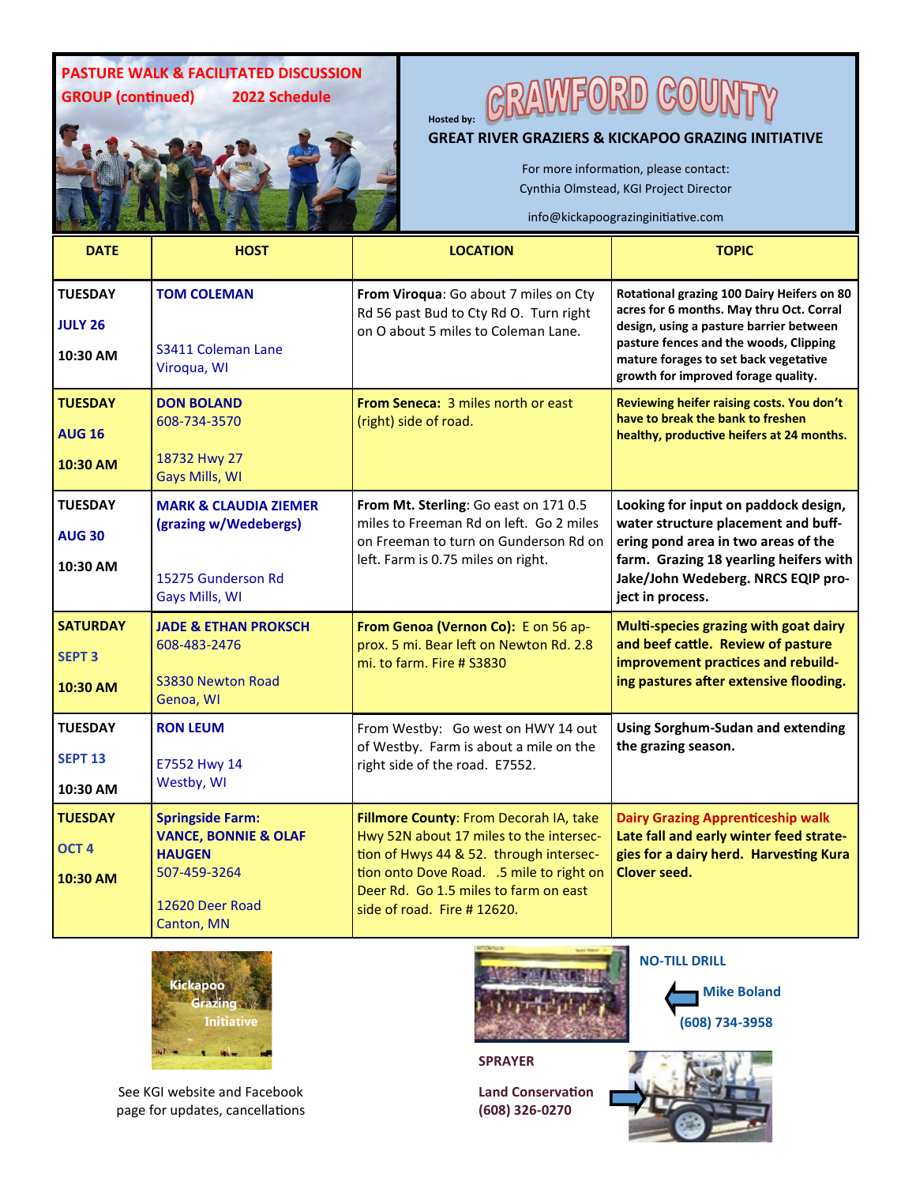# PASTURE WALK & FACILITATED DISCUSSION GROUP (continued) 2022 Schedule

Hosted by: **CRAWFORD COUNTY**

**GREAT RIVER GRAZIERS & KICKAPOO GRAZING INITIATIVE**

For more information, please contact:
Cynthia Olmstead, KGI Project Director
info@kickapoograzinginitiative.com

| DATE | HOST | LOCATION | TOPIC |
|---|---|---|---|
| **TUESDAY** **JULY 26** **10:30 AM** | **TOM COLEMAN** S3411 Coleman Lane Viroqua, WI | **From Viroqua**: Go about 7 miles on Cty Rd 56 past Bud to Cty Rd O. Turn right on O about 5 miles to Coleman Lane. | **Rotational grazing 100 Dairy Heifers on 80 acres for 6 months. May thru Oct. Corral design, using a pasture barrier between pasture fences and the woods, Clipping mature forages to set back vegetative growth for improved forage quality.** |
| **TUESDAY** **AUG 16** **10:30 AM** | **DON BOLAND** 608-734-3570 18732 Hwy 27 Gays Mills, WI | **From Seneca:** 3 miles north or east (right) side of road. | **Reviewing heifer raising costs. You don't have to break the bank to freshen healthy, productive heifers at 24 months.** |
| **TUESDAY** **AUG 30** **10:30 AM** | **MARK & CLAUDIA ZIEMER (grazing w/Wedebergs)** 15275 Gunderson Rd Gays Mills, WI | **From Mt. Sterling**: Go east on 171 0.5 miles to Freeman Rd on left. Go 2 miles on Freeman to turn on Gunderson Rd on left. Farm is 0.75 miles on right. | **Looking for input on paddock design, water structure placement and buffering pond area in two areas of the farm. Grazing 18 yearling heifers with Jake/John Wedeberg. NRCS EQIP project in process.** |
| **SATURDAY** **SEPT 3** **10:30 AM** | **JADE & ETHAN PROKSCH** 608-483-2476 S3830 Newton Road Genoa, WI | **From Genoa (Vernon Co):** E on 56 approx. 5 mi. Bear left on Newton Rd. 2.8 mi. to farm. Fire # S3830 | **Multi-species grazing with goat dairy and beef cattle. Review of pasture improvement practices and rebuilding pastures after extensive flooding.** |
| **TUESDAY** **SEPT 13** **10:30 AM** | **RON LEUM** E7552 Hwy 14 Westby, WI | From Westby: Go west on HWY 14 out of Westby. Farm is about a mile on the right side of the road. E7552. | **Using Sorghum-Sudan and extending the grazing season.** |
| **TUESDAY** **OCT 4** **10:30 AM** | **Springside Farm: VANCE, BONNIE & OLAF HAUGEN** 507-459-3264 12620 Deer Road Canton, MN | **Fillmore County**: From Decorah IA, take Hwy 52N about 17 miles to the intersection of Hwys 44 & 52. through intersection onto Dove Road. .5 mile to right on Deer Rd. Go 1.5 miles to farm on east side of road. Fire # 12620. | **Dairy Grazing Apprenticeship walk** **Late fall and early winter feed strategies for a dairy herd. Harvesting Kura Clover seed.** |

See KGI website and Facebook page for updates, cancellations

**NO-TILL DRILL**
**Mike Boland**
**(608) 734-3958**

**SPRAYER**
**Land Conservation**
**(608) 326-0270**